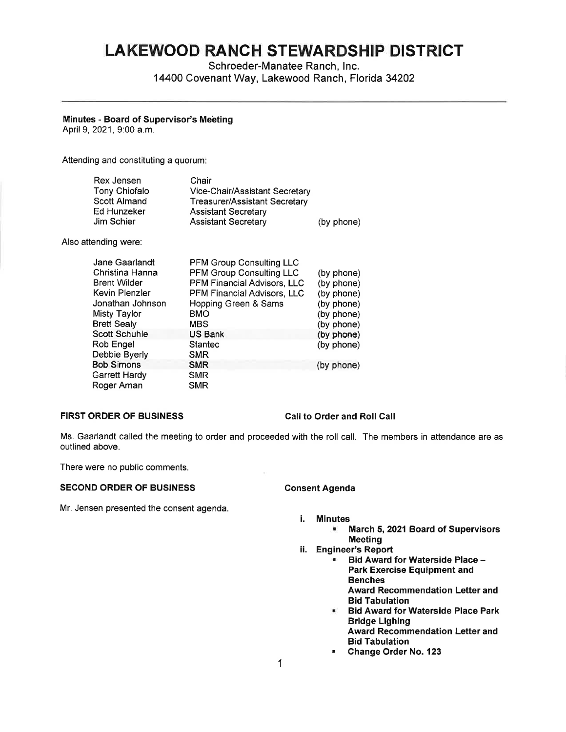# LAKEWOOD RANCH STEWARDSHIP DISTRICT

Schroeder-Manatee Ranch, Inc.
14400 Covenant Way, Lakewood Ranch, Florida 34202

---

**Minutes - Board of Supervisor's Meeting**
April 9, 2021, 9:00 a.m.

Attending and constituting a quorum:

| | | |
|---|---|---|
| Rex Jensen | Chair | |
| Tony Chiofalo | Vice-Chair/Assistant Secretary | |
| Scott Almand | Treasurer/Assistant Secretary | |
| Ed Hunzeker | Assistant Secretary | |
| Jim Schier | Assistant Secretary | (by phone) |

Also attending were:

| | | |
|---|---|---|
| Jane Gaarlandt | PFM Group Consulting LLC | |
| Christina Hanna | PFM Group Consulting LLC | (by phone) |
| Brent Wilder | PFM Financial Advisors, LLC | (by phone) |
| Kevin Plenzler | PFM Financial Advisors, LLC | (by phone) |
| Jonathan Johnson | Hopping Green & Sams | (by phone) |
| Misty Taylor | BMO | (by phone) |
| Brett Sealy | MBS | (by phone) |
| Scott Schuhle | US Bank | (by phone) |
| Rob Engel | Stantec | (by phone) |
| Debbie Byerly | SMR | |
| Bob Simons | SMR | (by phone) |
| Garrett Hardy | SMR | |
| Roger Aman | SMR | |

**FIRST ORDER OF BUSINESS** — **Call to Order and Roll Call**

Ms. Gaarlandt called the meeting to order and proceeded with the roll call. The members in attendance are as outlined above.

There were no public comments.

**SECOND ORDER OF BUSINESS** — **Consent Agenda**

Mr. Jensen presented the consent agenda.

- **i. Minutes**
  - **March 5, 2021 Board of Supervisors Meeting**
- **ii. Engineer's Report**
  - **Bid Award for Waterside Place – Park Exercise Equipment and Benches**
    **Award Recommendation Letter and Bid Tabulation**
  - **Bid Award for Waterside Place Park Bridge Lighing**
    **Award Recommendation Letter and Bid Tabulation**
  - **Change Order No. 123**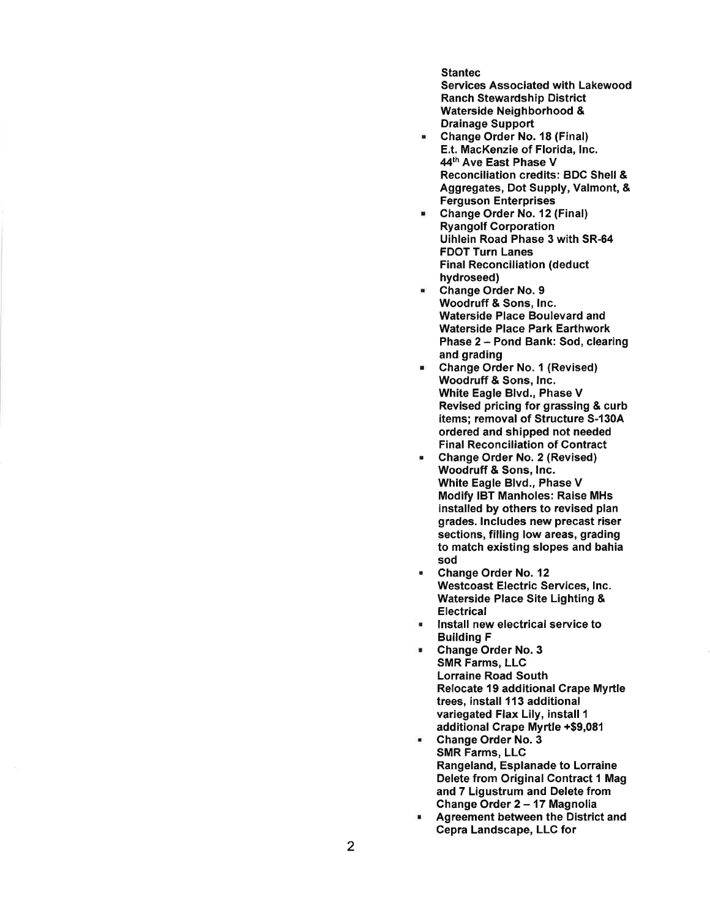**Stantec**
**Services Associated with Lakewood Ranch Stewardship District Waterside Neighborhood & Drainage Support**

- **Change Order No. 18 (Final)**
  **E.t. MacKenzie of Florida, Inc.**
  **44th Ave East Phase V**
  **Reconciliation credits: BDC Shell & Aggregates, Dot Supply, Valmont, & Ferguson Enterprises**
- **Change Order No. 12 (Final)**
  **Ryangolf Corporation**
  **Uihlein Road Phase 3 with SR-64 FDOT Turn Lanes**
  **Final Reconciliation (deduct hydroseed)**
- **Change Order No. 9**
  **Woodruff & Sons, Inc.**
  **Waterside Place Boulevard and Waterside Place Park Earthwork Phase 2 – Pond Bank: Sod, clearing and grading**
- **Change Order No. 1 (Revised)**
  **Woodruff & Sons, Inc.**
  **White Eagle Blvd., Phase V**
  **Revised pricing for grassing & curb items; removal of Structure S-130A ordered and shipped not needed**
  **Final Reconciliation of Contract**
- **Change Order No. 2 (Revised)**
  **Woodruff & Sons, Inc.**
  **White Eagle Blvd., Phase V**
  **Modify IBT Manholes: Raise MHs installed by others to revised plan grades. Includes new precast riser sections, filling low areas, grading to match existing slopes and bahia sod**
- **Change Order No. 12**
  **Westcoast Electric Services, Inc.**
  **Waterside Place Site Lighting & Electrical**
- **Install new electrical service to Building F**
- **Change Order No. 3**
  **SMR Farms, LLC**
  **Lorraine Road South**
  **Relocate 19 additional Crape Myrtle trees, install 113 additional variegated Flax Lily, install 1 additional Crape Myrtle +$9,081**
- **Change Order No. 3**
  **SMR Farms, LLC**
  **Rangeland, Esplanade to Lorraine**
  **Delete from Original Contract 1 Mag and 7 Ligustrum and Delete from Change Order 2 – 17 Magnolia**
- **Agreement between the District and Cepra Landscape, LLC for**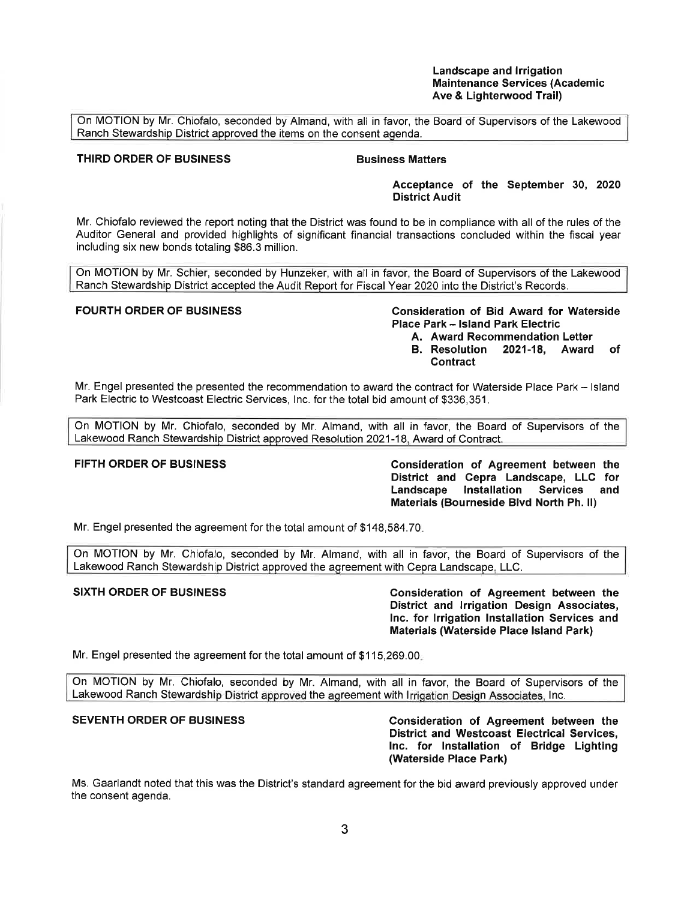**Landscape and Irrigation Maintenance Services (Academic Ave & Lighterwood Trail)**

On MOTION by Mr. Chiofalo, seconded by Almand, with all in favor, the Board of Supervisors of the Lakewood Ranch Stewardship District approved the items on the consent agenda.

**THIRD ORDER OF BUSINESS** **Business Matters**

**Acceptance of the September 30, 2020 District Audit**

Mr. Chiofalo reviewed the report noting that the District was found to be in compliance with all of the rules of the Auditor General and provided highlights of significant financial transactions concluded within the fiscal year including six new bonds totaling $86.3 million.

On MOTION by Mr. Schier, seconded by Hunzeker, with all in favor, the Board of Supervisors of the Lakewood Ranch Stewardship District accepted the Audit Report for Fiscal Year 2020 into the District's Records.

**FOURTH ORDER OF BUSINESS** **Consideration of Bid Award for Waterside Place Park – Island Park Electric**

A. **Award Recommendation Letter**
B. **Resolution 2021-18, Award of Contract**

Mr. Engel presented the presented the recommendation to award the contract for Waterside Place Park – Island Park Electric to Westcoast Electric Services, Inc. for the total bid amount of $336,351.

On MOTION by Mr. Chiofalo, seconded by Mr. Almand, with all in favor, the Board of Supervisors of the Lakewood Ranch Stewardship District approved Resolution 2021-18, Award of Contract.

**FIFTH ORDER OF BUSINESS** **Consideration of Agreement between the District and Cepra Landscape, LLC for Landscape Installation Services and Materials (Bourneside Blvd North Ph. II)**

Mr. Engel presented the agreement for the total amount of $148,584.70.

On MOTION by Mr. Chiofalo, seconded by Mr. Almand, with all in favor, the Board of Supervisors of the Lakewood Ranch Stewardship District approved the agreement with Cepra Landscape, LLC.

**SIXTH ORDER OF BUSINESS** **Consideration of Agreement between the District and Irrigation Design Associates, Inc. for Irrigation Installation Services and Materials (Waterside Place Island Park)**

Mr. Engel presented the agreement for the total amount of $115,269.00.

On MOTION by Mr. Chiofalo, seconded by Mr. Almand, with all in favor, the Board of Supervisors of the Lakewood Ranch Stewardship District approved the agreement with Irrigation Design Associates, Inc.

**SEVENTH ORDER OF BUSINESS** **Consideration of Agreement between the District and Westcoast Electrical Services, Inc. for Installation of Bridge Lighting (Waterside Place Park)**

Ms. Gaarlandt noted that this was the District's standard agreement for the bid award previously approved under the consent agenda.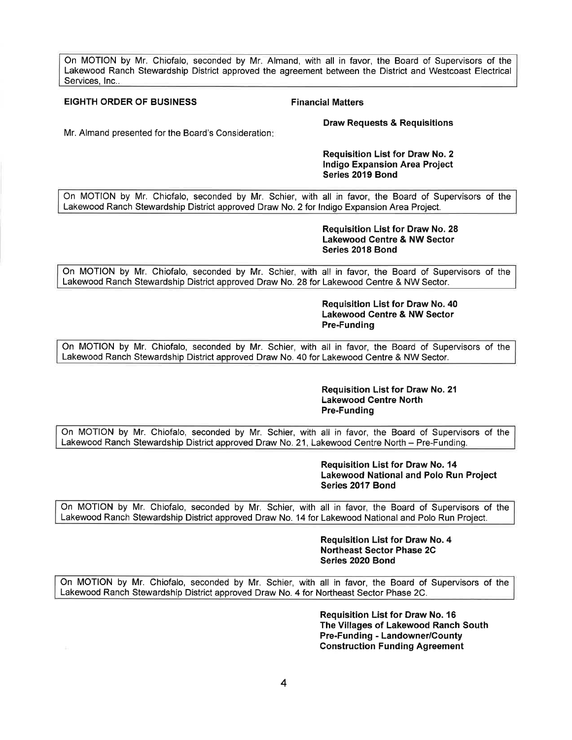On MOTION by Mr. Chiofalo, seconded by Mr. Almand, with all in favor, the Board of Supervisors of the Lakewood Ranch Stewardship District approved the agreement between the District and Westcoast Electrical Services, Inc..

**EIGHTH ORDER OF BUSINESS** **Financial Matters**

**Draw Requests & Requisitions**

Mr. Almand presented for the Board's Consideration:

**Requisition List for Draw No. 2**
**Indigo Expansion Area Project**
**Series 2019 Bond**

On MOTION by Mr. Chiofalo, seconded by Mr. Schier, with all in favor, the Board of Supervisors of the Lakewood Ranch Stewardship District approved Draw No. 2 for Indigo Expansion Area Project.

**Requisition List for Draw No. 28**
**Lakewood Centre & NW Sector**
**Series 2018 Bond**

On MOTION by Mr. Chiofalo, seconded by Mr. Schier, with all in favor, the Board of Supervisors of the Lakewood Ranch Stewardship District approved Draw No. 28 for Lakewood Centre & NW Sector.

**Requisition List for Draw No. 40**
**Lakewood Centre & NW Sector**
**Pre-Funding**

On MOTION by Mr. Chiofalo, seconded by Mr. Schier, with all in favor, the Board of Supervisors of the Lakewood Ranch Stewardship District approved Draw No. 40 for Lakewood Centre & NW Sector.

**Requisition List for Draw No. 21**
**Lakewood Centre North**
**Pre-Funding**

On MOTION by Mr. Chiofalo, seconded by Mr. Schier, with all in favor, the Board of Supervisors of the Lakewood Ranch Stewardship District approved Draw No. 21, Lakewood Centre North – Pre-Funding.

**Requisition List for Draw No. 14**
**Lakewood National and Polo Run Project**
**Series 2017 Bond**

On MOTION by Mr. Chiofalo, seconded by Mr. Schier, with all in favor, the Board of Supervisors of the Lakewood Ranch Stewardship District approved Draw No. 14 for Lakewood National and Polo Run Project.

**Requisition List for Draw No. 4**
**Northeast Sector Phase 2C**
**Series 2020 Bond**

On MOTION by Mr. Chiofalo, seconded by Mr. Schier, with all in favor, the Board of Supervisors of the Lakewood Ranch Stewardship District approved Draw No. 4 for Northeast Sector Phase 2C.

**Requisition List for Draw No. 16**
**The Villages of Lakewood Ranch South**
**Pre-Funding - Landowner/County**
**Construction Funding Agreement**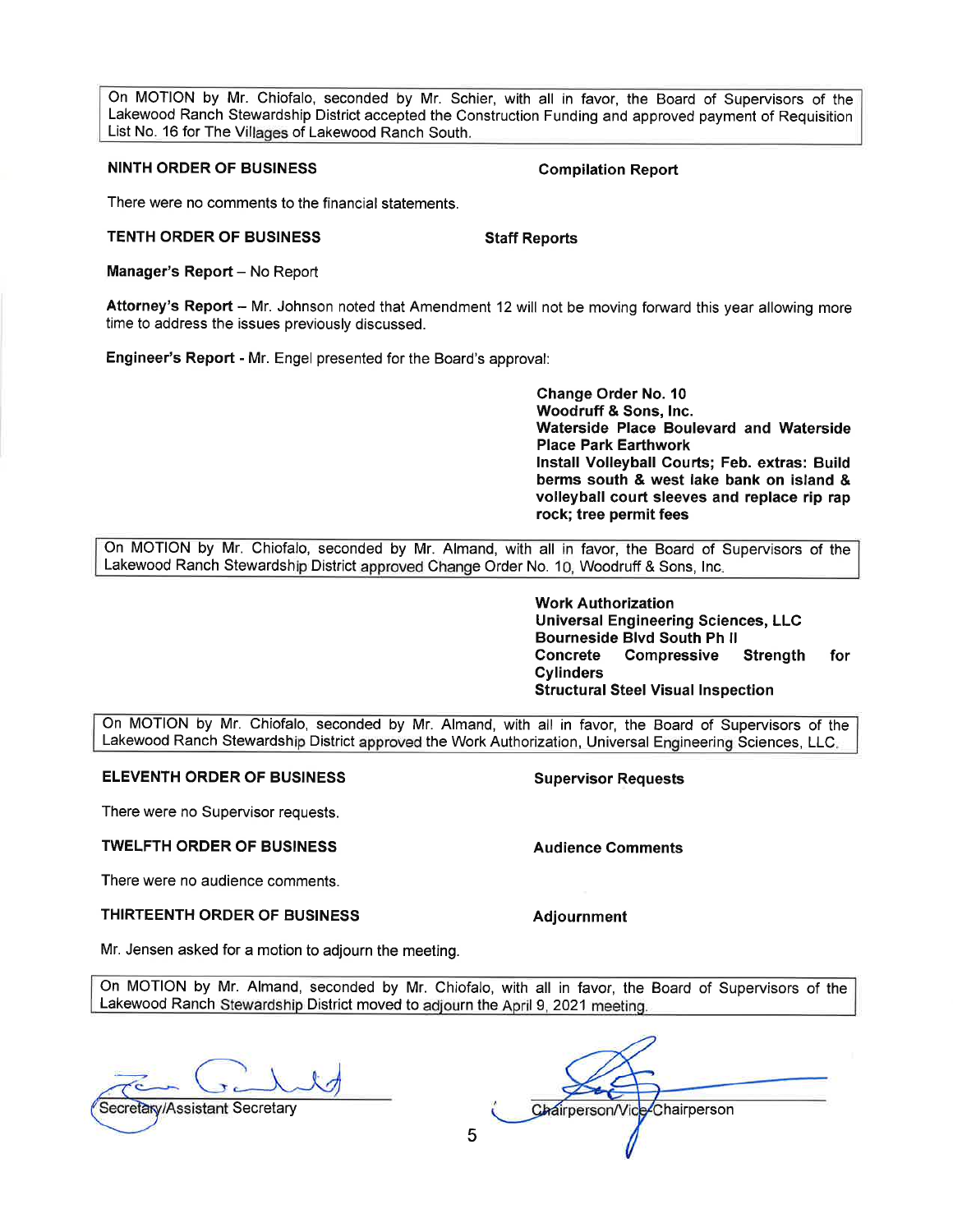On MOTION by Mr. Chiofalo, seconded by Mr. Schier, with all in favor, the Board of Supervisors of the Lakewood Ranch Stewardship District accepted the Construction Funding and approved payment of Requisition List No. 16 for The Villages of Lakewood Ranch South.

**NINTH ORDER OF BUSINESS** **Compilation Report**

There were no comments to the financial statements.

**TENTH ORDER OF BUSINESS** **Staff Reports**

**Manager's Report** – No Report

**Attorney's Report** – Mr. Johnson noted that Amendment 12 will not be moving forward this year allowing more time to address the issues previously discussed.

**Engineer's Report** - Mr. Engel presented for the Board's approval:

**Change Order No. 10**
**Woodruff & Sons, Inc.**
**Waterside Place Boulevard and Waterside Place Park Earthwork**
**Install Volleyball Courts; Feb. extras: Build berms south & west lake bank on island & volleyball court sleeves and replace rip rap rock; tree permit fees**

On MOTION by Mr. Chiofalo, seconded by Mr. Almand, with all in favor, the Board of Supervisors of the Lakewood Ranch Stewardship District approved Change Order No. 10, Woodruff & Sons, Inc.

**Work Authorization**
**Universal Engineering Sciences, LLC**
**Bourneside Blvd South Ph II**
**Concrete Compressive Strength for Cylinders**
**Structural Steel Visual Inspection**

On MOTION by Mr. Chiofalo, seconded by Mr. Almand, with all in favor, the Board of Supervisors of the Lakewood Ranch Stewardship District approved the Work Authorization, Universal Engineering Sciences, LLC.

**ELEVENTH ORDER OF BUSINESS** **Supervisor Requests**

There were no Supervisor requests.

**TWELFTH ORDER OF BUSINESS** **Audience Comments**

There were no audience comments.

**THIRTEENTH ORDER OF BUSINESS** **Adjournment**

Mr. Jensen asked for a motion to adjourn the meeting.

On MOTION by Mr. Almand, seconded by Mr. Chiofalo, with all in favor, the Board of Supervisors of the Lakewood Ranch Stewardship District moved to adjourn the April 9, 2021 meeting.

Secretary/Assistant Secretary

Chairperson/Vice-Chairperson